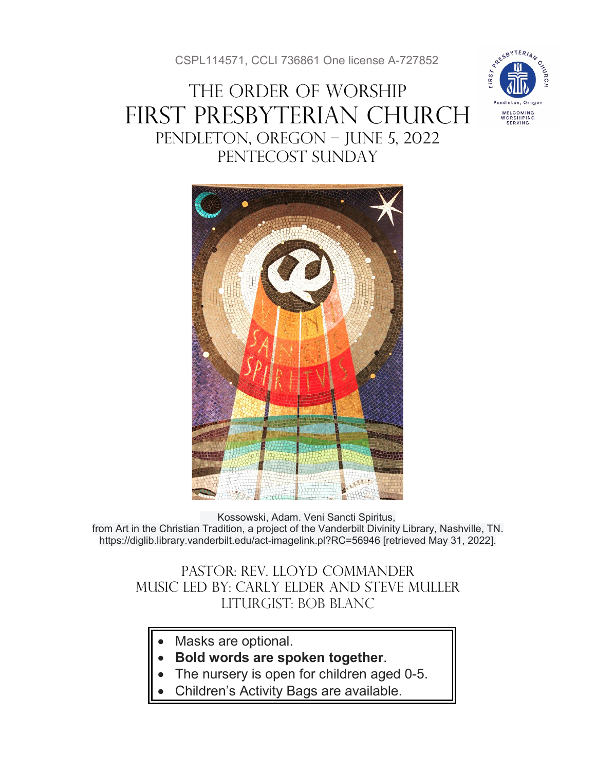CSPL114571, CCLI 736861 One license A-727852

# The Order of Worship
# First Presbyterian Church
## Pendleton, Oregon – June 5, 2022
## Pentecost Sunday

Kossowski, Adam. Veni Sancti Spiritus,
from Art in the Christian Tradition, a project of the Vanderbilt Divinity Library, Nashville, TN. https://diglib.library.vanderbilt.edu/act-imagelink.pl?RC=56946 [retrieved May 31, 2022].

Pastor: Rev. Lloyd Commander
Music led by: Carly Elder and Steve Muller
Liturgist: Bob Blanc

- Masks are optional.
- **Bold words are spoken together**.
- The nursery is open for children aged 0-5.
- Children's Activity Bags are available.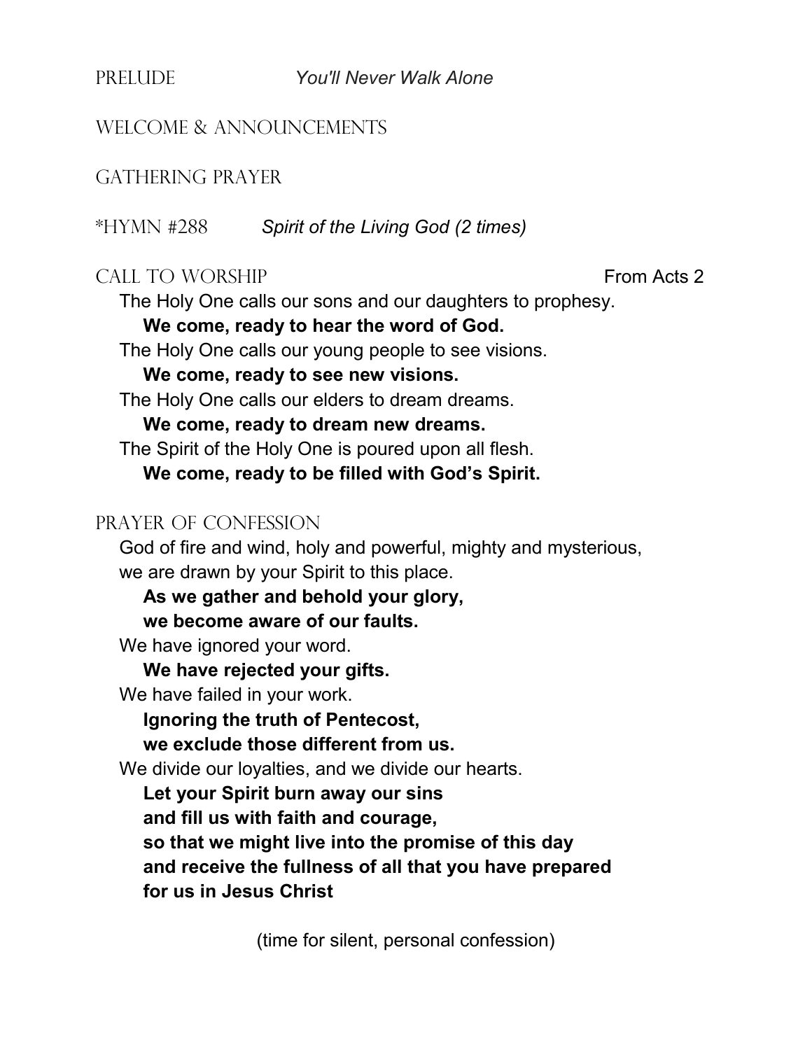## Prelude *You'll Never Walk Alone*

## Welcome & Announcements

## Gathering Prayer

## *Hymn #288 *Spirit of the Living God (2 times)*

## Call to Worship From Acts 2

The Holy One calls our sons and our daughters to prophesy.
**We come, ready to hear the word of God.**
The Holy One calls our young people to see visions.
**We come, ready to see new visions.**
The Holy One calls our elders to dream dreams.
**We come, ready to dream new dreams.**
The Spirit of the Holy One is poured upon all flesh.
**We come, ready to be filled with God's Spirit.**

## Prayer of Confession

God of fire and wind, holy and powerful, mighty and mysterious,
we are drawn by your Spirit to this place.
**As we gather and behold your glory,**
**we become aware of our faults.**
We have ignored your word.
**We have rejected your gifts.**
We have failed in your work.
**Ignoring the truth of Pentecost,**
**we exclude those different from us.**
We divide our loyalties, and we divide our hearts.
**Let your Spirit burn away our sins**
**and fill us with faith and courage,**
**so that we might live into the promise of this day**
**and receive the fullness of all that you have prepared**
**for us in Jesus Christ**

(time for silent, personal confession)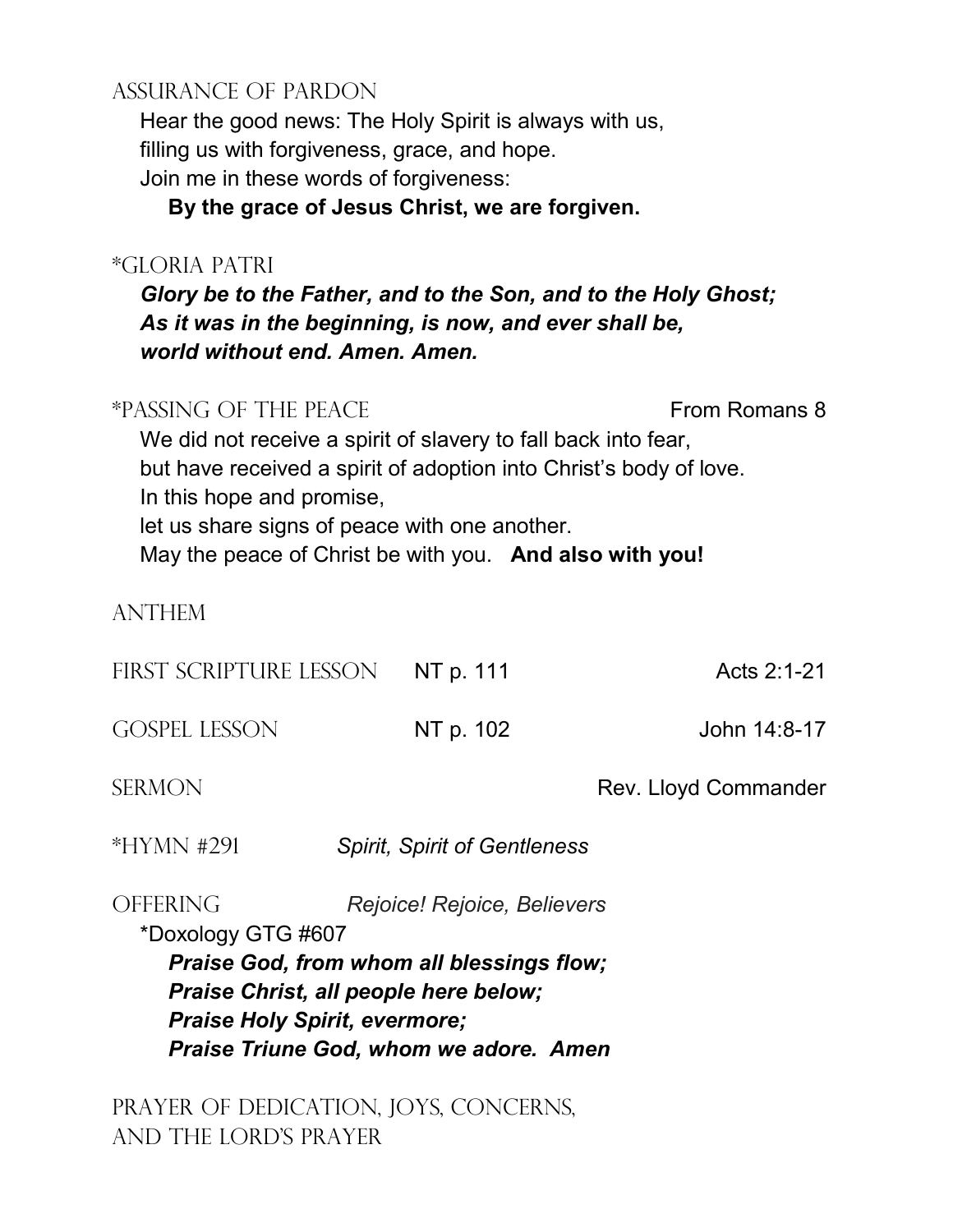## Assurance of Pardon

Hear the good news: The Holy Spirit is always with us,
filling us with forgiveness, grace, and hope.
Join me in these words of forgiveness:

**By the grace of Jesus Christ, we are forgiven.**

## *Gloria Patri

***Glory be to the Father, and to the Son, and to the Holy Ghost;***
***As it was in the beginning, is now, and ever shall be,***
***world without end. Amen. Amen.***

## *Passing of the Peace — From Romans 8

We did not receive a spirit of slavery to fall back into fear,
but have received a spirit of adoption into Christ's body of love.
In this hope and promise,
let us share signs of peace with one another.
May the peace of Christ be with you. **And also with you!**

## Anthem

## First Scripture Lesson — NT p. 111 — Acts 2:1-21

## Gospel Lesson — NT p. 102 — John 14:8-17

## Sermon — Rev. Lloyd Commander

## *Hymn #291 — *Spirit, Spirit of Gentleness*

## Offering — *Rejoice! Rejoice, Believers*

*Doxology GTG #607

***Praise God, from whom all blessings flow;***
***Praise Christ, all people here below;***
***Praise Holy Spirit, evermore;***
***Praise Triune God, whom we adore. Amen***

## Prayer of Dedication, Joys, Concerns, and the Lord's Prayer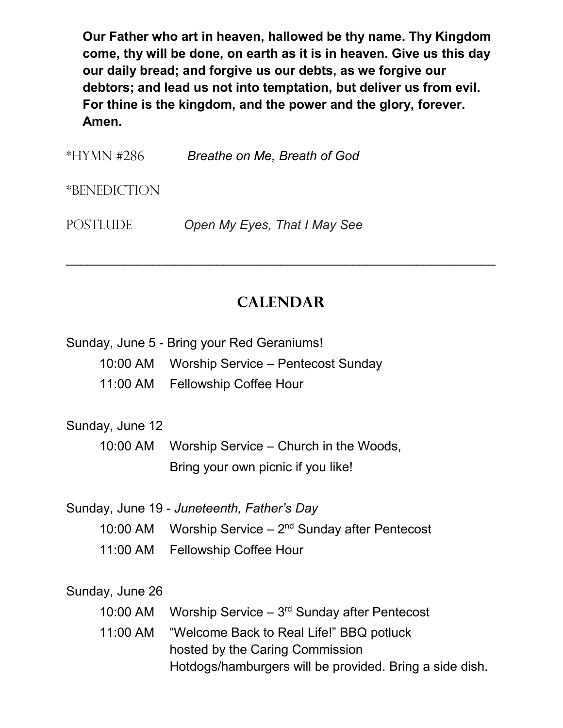**Our Father who art in heaven, hallowed be thy name. Thy Kingdom come, thy will be done, on earth as it is in heaven. Give us this day our daily bread; and forgive us our debts, as we forgive our debtors; and lead us not into temptation, but deliver us from evil. For thine is the kingdom, and the power and the glory, forever. Amen.**

*HYMN #286 *Breathe on Me, Breath of God*

*BENEDICTION

POSTLUDE *Open My Eyes, That I May See*

---

## CALENDAR

Sunday, June 5 - Bring your Red Geraniums!

- 10:00 AM Worship Service – Pentecost Sunday
- 11:00 AM Fellowship Coffee Hour

Sunday, June 12

- 10:00 AM Worship Service – Church in the Woods, Bring your own picnic if you like!

Sunday, June 19 - *Juneteenth, Father's Day*

- 10:00 AM Worship Service – 2nd Sunday after Pentecost
- 11:00 AM Fellowship Coffee Hour

Sunday, June 26

- 10:00 AM Worship Service – 3rd Sunday after Pentecost
- 11:00 AM "Welcome Back to Real Life!" BBQ potluck hosted by the Caring Commission Hotdogs/hamburgers will be provided. Bring a side dish.